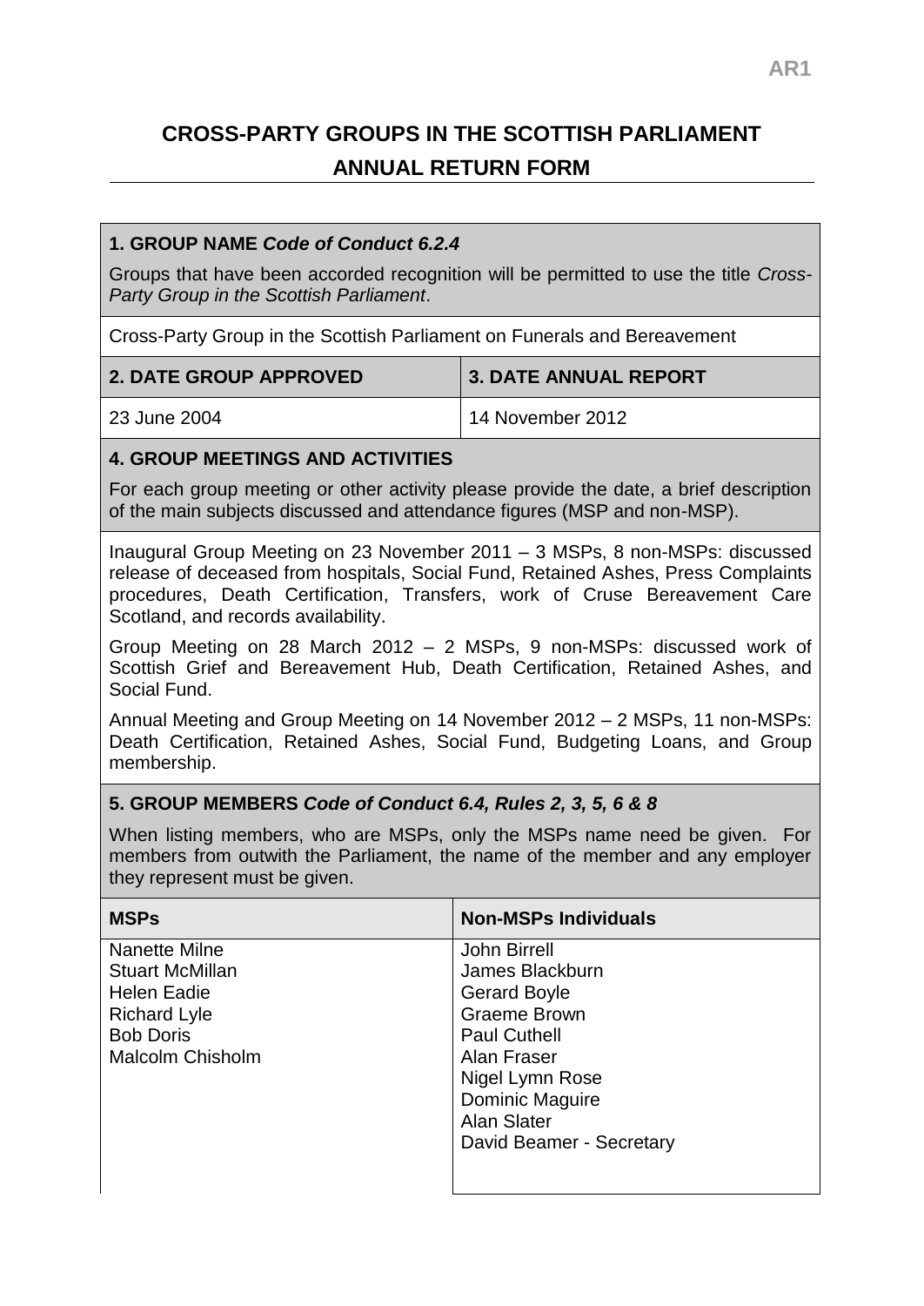AR1

# CROSS-PARTY GROUPS IN THE SCOTTISH PARLIAMENT

## ANNUAL RETURN FORM

### 1. GROUP NAME *Code of Conduct 6.2.4*

Groups that have been accorded recognition will be permitted to use the title *Cross-Party Group in the Scottish Parliament*.

Cross-Party Group in the Scottish Parliament on Funerals and Bereavement

| 2. DATE GROUP APPROVED | 3. DATE ANNUAL REPORT |
| --- | --- |
| 23 June 2004 | 14 November 2012 |

### 4. GROUP MEETINGS AND ACTIVITIES

For each group meeting or other activity please provide the date, a brief description of the main subjects discussed and attendance figures (MSP and non-MSP).

Inaugural Group Meeting on 23 November 2011 – 3 MSPs, 8 non-MSPs: discussed release of deceased from hospitals, Social Fund, Retained Ashes, Press Complaints procedures, Death Certification, Transfers, work of Cruse Bereavement Care Scotland, and records availability.

Group Meeting on 28 March 2012 – 2 MSPs, 9 non-MSPs: discussed work of Scottish Grief and Bereavement Hub, Death Certification, Retained Ashes, and Social Fund.

Annual Meeting and Group Meeting on 14 November 2012 – 2 MSPs, 11 non-MSPs: Death Certification, Retained Ashes, Social Fund, Budgeting Loans, and Group membership.

### 5. GROUP MEMBERS *Code of Conduct 6.4, Rules 2, 3, 5, 6 & 8*

When listing members, who are MSPs, only the MSPs name need be given. For members from outwith the Parliament, the name of the member and any employer they represent must be given.

| MSPs | Non-MSPs Individuals |
| --- | --- |
| Nanette Milne<br>Stuart McMillan<br>Helen Eadie<br>Richard Lyle<br>Bob Doris<br>Malcolm Chisholm | John Birrell<br>James Blackburn<br>Gerard Boyle<br>Graeme Brown<br>Paul Cuthell<br>Alan Fraser<br>Nigel Lymn Rose<br>Dominic Maguire<br>Alan Slater<br>David Beamer - Secretary |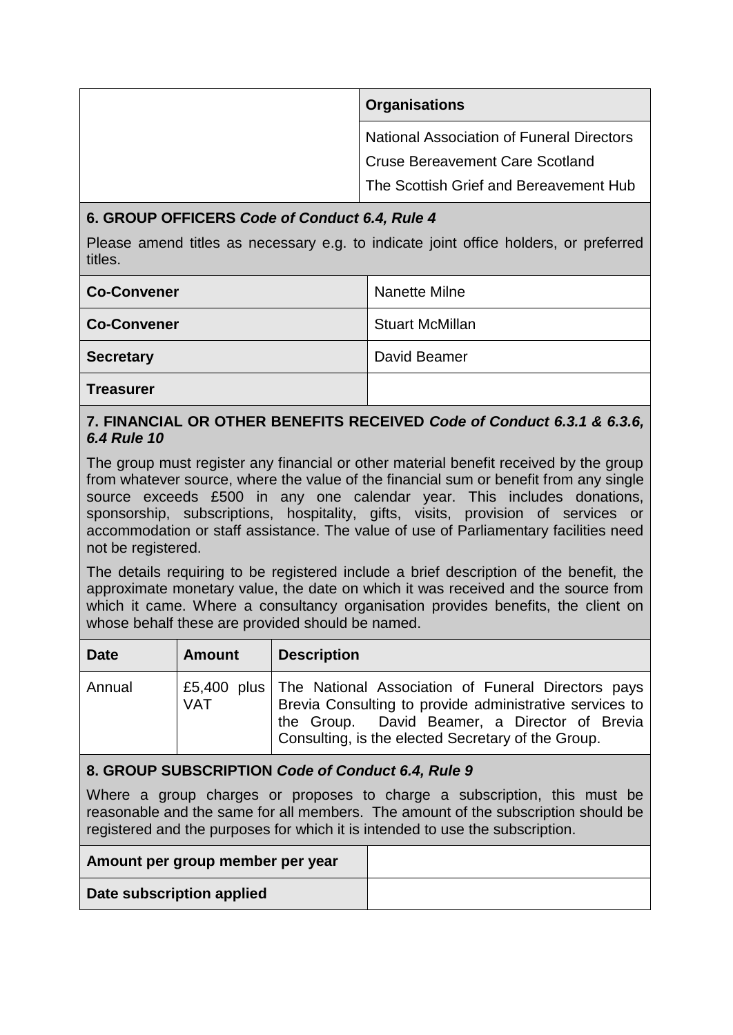| | Organisations |
|---|---|
| | National Association of Funeral Directors<br>Cruse Bereavement Care Scotland<br>The Scottish Grief and Bereavement Hub |

## 6. GROUP OFFICERS *Code of Conduct 6.4, Rule 4*

Please amend titles as necessary e.g. to indicate joint office holders, or preferred titles.

| | |
|---|---|
| **Co-Convener** | Nanette Milne |
| **Co-Convener** | Stuart McMillan |
| **Secretary** | David Beamer |
| **Treasurer** | |

## 7. FINANCIAL OR OTHER BENEFITS RECEIVED *Code of Conduct 6.3.1 & 6.3.6, 6.4 Rule 10*

The group must register any financial or other material benefit received by the group from whatever source, where the value of the financial sum or benefit from any single source exceeds £500 in any one calendar year. This includes donations, sponsorship, subscriptions, hospitality, gifts, visits, provision of services or accommodation or staff assistance. The value of use of Parliamentary facilities need not be registered.

The details requiring to be registered include a brief description of the benefit, the approximate monetary value, the date on which it was received and the source from which it came. Where a consultancy organisation provides benefits, the client on whose behalf these are provided should be named.

| Date | Amount | Description |
|---|---|---|
| Annual | £5,400 plus VAT | The National Association of Funeral Directors pays Brevia Consulting to provide administrative services to the Group. David Beamer, a Director of Brevia Consulting, is the elected Secretary of the Group. |

## 8. GROUP SUBSCRIPTION *Code of Conduct 6.4, Rule 9*

Where a group charges or proposes to charge a subscription, this must be reasonable and the same for all members. The amount of the subscription should be registered and the purposes for which it is intended to use the subscription.

| | |
|---|---|
| **Amount per group member per year** | |
| **Date subscription applied** | |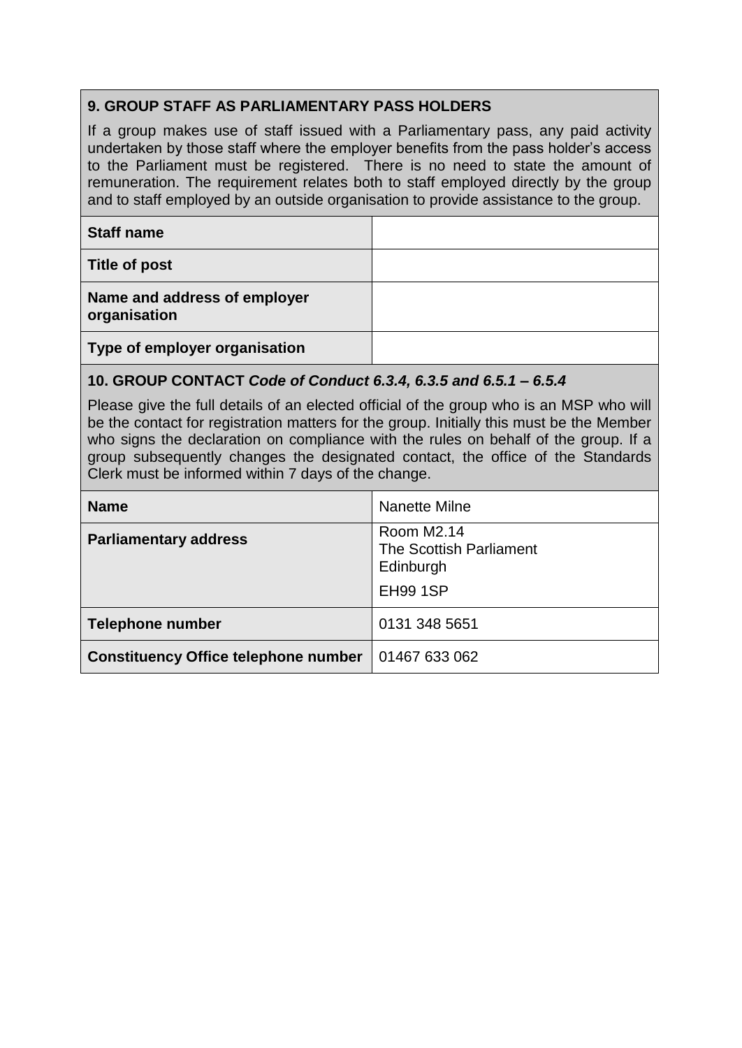### 9. GROUP STAFF AS PARLIAMENTARY PASS HOLDERS

If a group makes use of staff issued with a Parliamentary pass, any paid activity undertaken by those staff where the employer benefits from the pass holder's access to the Parliament must be registered. There is no need to state the amount of remuneration. The requirement relates both to staff employed directly by the group and to staff employed by an outside organisation to provide assistance to the group.

| | |
|---|---|
| **Staff name** | |
| **Title of post** | |
| **Name and address of employer organisation** | |
| **Type of employer organisation** | |

### 10. GROUP CONTACT *Code of Conduct 6.3.4, 6.3.5 and 6.5.1 – 6.5.4*

Please give the full details of an elected official of the group who is an MSP who will be the contact for registration matters for the group. Initially this must be the Member who signs the declaration on compliance with the rules on behalf of the group. If a group subsequently changes the designated contact, the office of the Standards Clerk must be informed within 7 days of the change.

| | |
|---|---|
| **Name** | Nanette Milne |
| **Parliamentary address** | Room M2.14<br>The Scottish Parliament<br>Edinburgh<br>EH99 1SP |
| **Telephone number** | 0131 348 5651 |
| **Constituency Office telephone number** | 01467 633 062 |